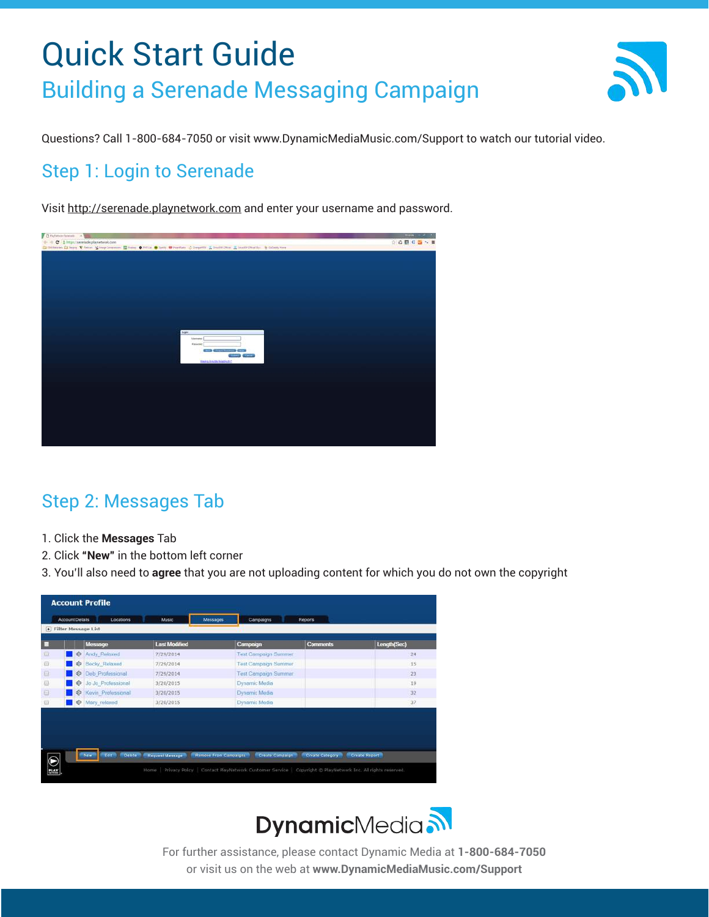# Quick Start Guide

## Building a Serenade Messaging Campaign

Questions? Call 1-800-684-7050 or visit www.DynamicMediaMusic.com/Support to watch our tutorial video.

## Step 1: Login to Serenade

Visit http://serenade.playnetwork.com and enter your username and password.

## Step 2: Messages Tab

1. Click the **Messages** Tab
2. Click **"New"** in the bottom left corner
3. You'll also need to **agree** that you are not uploading content for which you do not own the copyright

For further assistance, please contact Dynamic Media at **1-800-684-7050**
or visit us on the web at **www.DynamicMediaMusic.com/Support**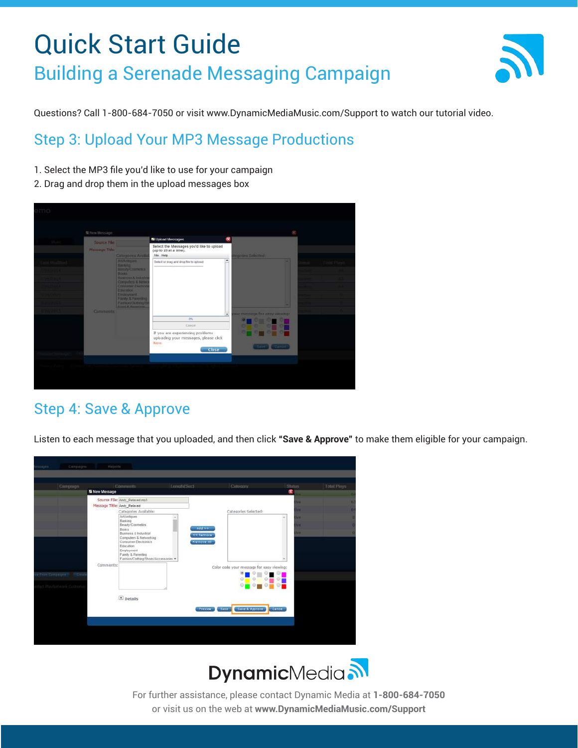# Quick Start Guide

## Building a Serenade Messaging Campaign

Questions? Call 1-800-684-7050 or visit www.DynamicMediaMusic.com/Support to watch our tutorial video.

## Step 3: Upload Your MP3 Message Productions

1. Select the MP3 file you'd like to use for your campaign
2. Drag and drop them in the upload messages box

## Step 4: Save & Approve

Listen to each message that you uploaded, and then click **"Save & Approve"** to make them eligible for your campaign.

DynamicMedia

For further assistance, please contact Dynamic Media at **1-800-684-7050** or visit us on the web at **www.DynamicMediaMusic.com/Support**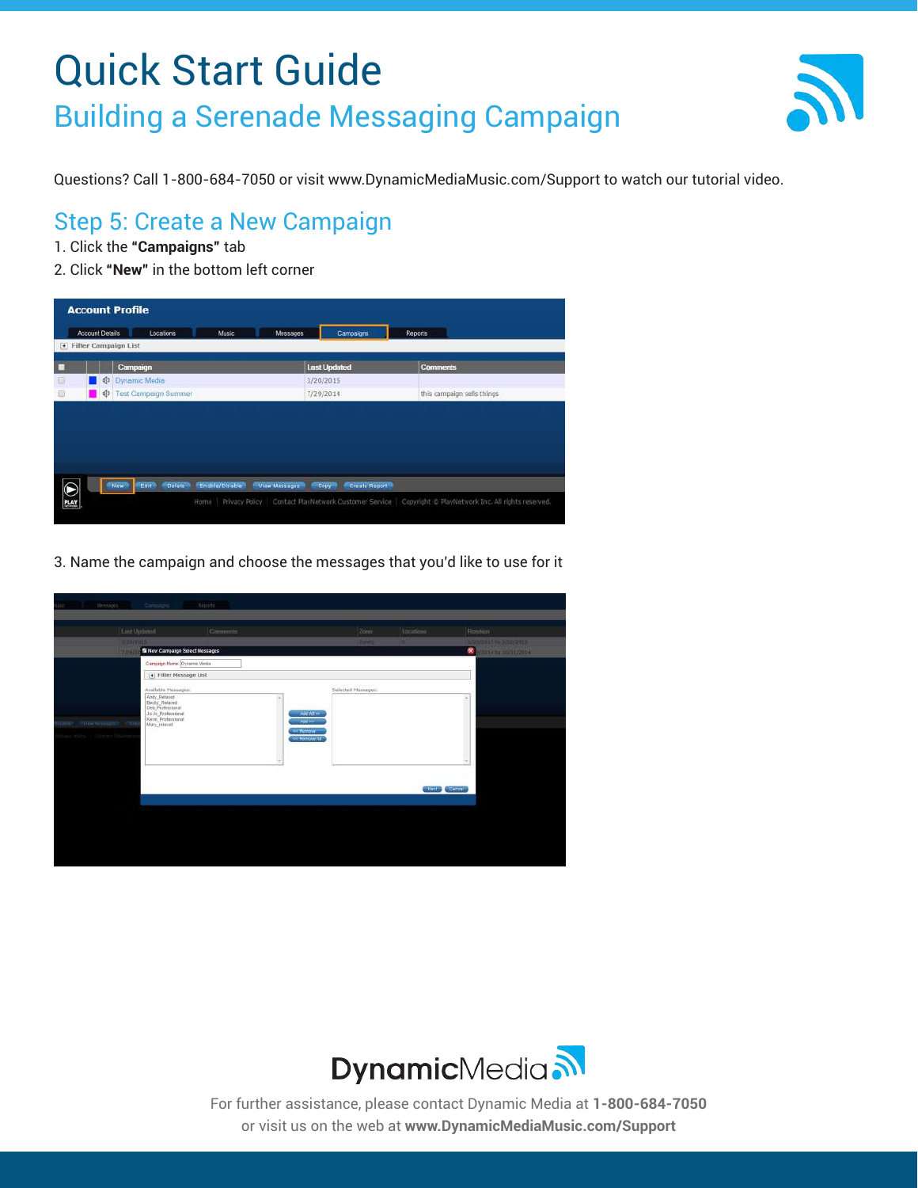# Quick Start Guide

## Building a Serenade Messaging Campaign

Questions? Call 1-800-684-7050 or visit www.DynamicMediaMusic.com/Support to watch our tutorial video.

## Step 5: Create a New Campaign

1. Click the **"Campaigns"** tab
2. Click **"New"** in the bottom left corner

3. Name the campaign and choose the messages that you'd like to use for it

For further assistance, please contact Dynamic Media at **1-800-684-7050**
or visit us on the web at **www.DynamicMediaMusic.com/Support**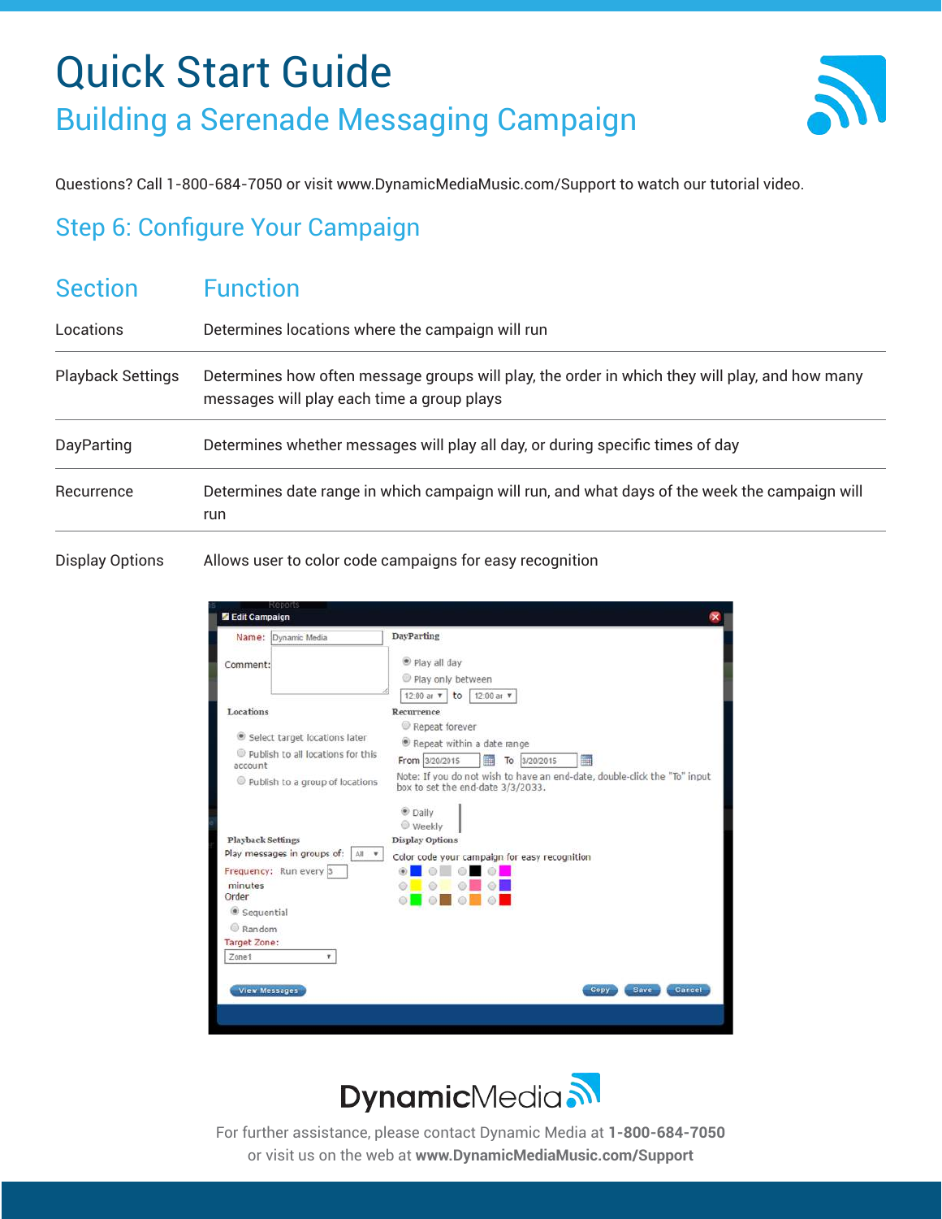# Quick Start Guide

## Building a Serenade Messaging Campaign

Questions? Call 1-800-684-7050 or visit www.DynamicMediaMusic.com/Support to watch our tutorial video.

## Step 6: Configure Your Campaign

| Section | Function |
|---|---|
| Locations | Determines locations where the campaign will run |
| Playback Settings | Determines how often message groups will play, the order in which they will play, and how many messages will play each time a group plays |
| DayParting | Determines whether messages will play all day, or during specific times of day |
| Recurrence | Determines date range in which campaign will run, and what days of the week the campaign will run |
| Display Options | Allows user to color code campaigns for easy recognition |

For further assistance, please contact Dynamic Media at **1-800-684-7050**
or visit us on the web at **www.DynamicMediaMusic.com/Support**